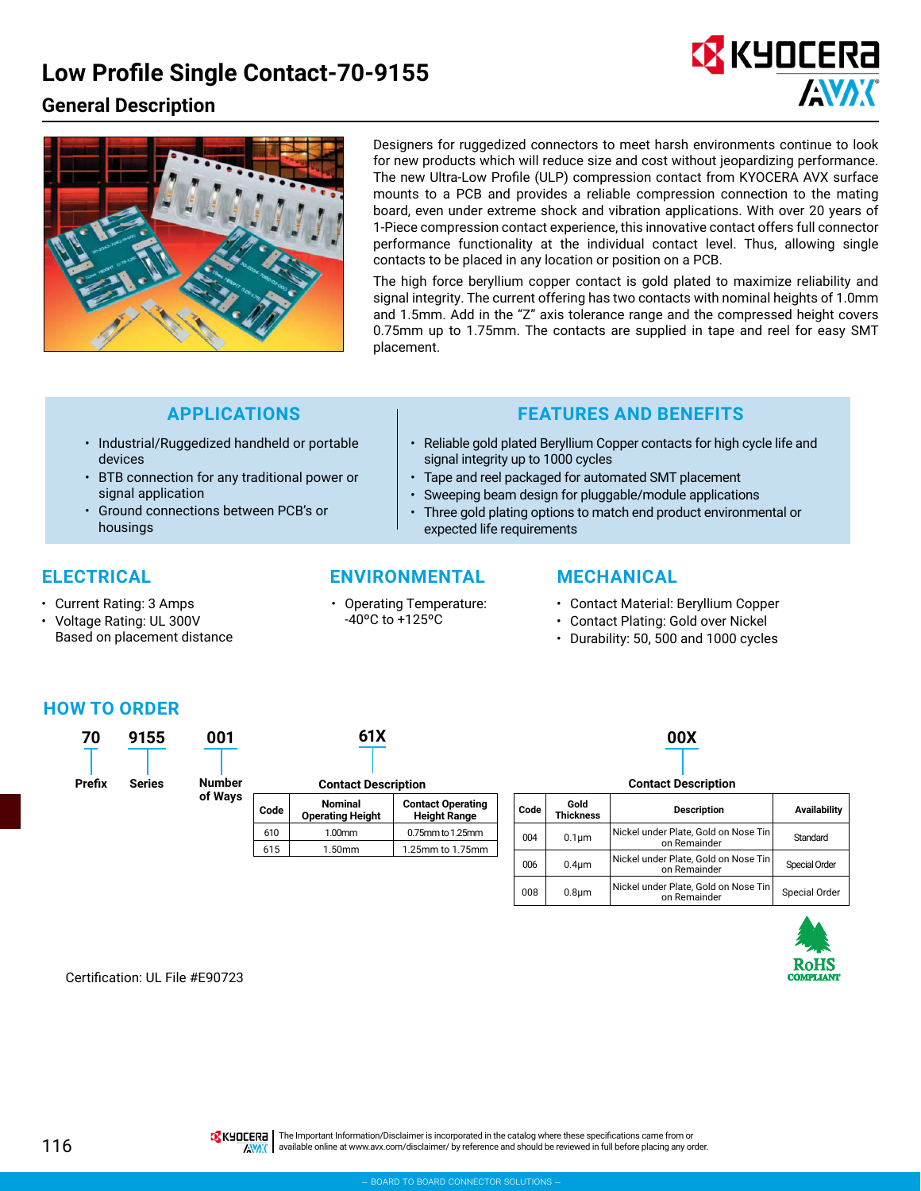# Low Profile Single Contact-70-9155

## General Description

Designers for ruggedized connectors to meet harsh environments continue to look for new products which will reduce size and cost without jeopardizing performance. The new Ultra-Low Profile (ULP) compression contact from KYOCERA AVX surface mounts to a PCB and provides a reliable compression connection to the mating board, even under extreme shock and vibration applications. With over 20 years of 1-Piece compression contact experience, this innovative contact offers full connector performance functionality at the individual contact level. Thus, allowing single contacts to be placed in any location or position on a PCB.

The high force beryllium copper contact is gold plated to maximize reliability and signal integrity. The current offering has two contacts with nominal heights of 1.0mm and 1.5mm. Add in the "Z" axis tolerance range and the compressed height covers 0.75mm up to 1.75mm. The contacts are supplied in tape and reel for easy SMT placement.

### APPLICATIONS

- Industrial/Ruggedized handheld or portable devices
- BTB connection for any traditional power or signal application
- Ground connections between PCB's or housings

### FEATURES AND BENEFITS

- Reliable gold plated Beryllium Copper contacts for high cycle life and signal integrity up to 1000 cycles
- Tape and reel packaged for automated SMT placement
- Sweeping beam design for pluggable/module applications
- Three gold plating options to match end product environmental or expected life requirements

### ELECTRICAL

- Current Rating: 3 Amps
- Voltage Rating: UL 300V
  Based on placement distance

### ENVIRONMENTAL

- Operating Temperature: -40ºC to +125ºC

### MECHANICAL

- Contact Material: Beryllium Copper
- Contact Plating: Gold over Nickel
- Durability: 50, 500 and 1000 cycles

### HOW TO ORDER

**70** – Prefix | **9155** – Series | **001** – Number of Ways | **61X** – Contact Description | **00X** – Contact Description

**Contact Description (61X)**

| Code | Nominal Operating Height | Contact Operating Height Range |
|---|---|---|
| 610 | 1.00mm | 0.75mm to 1.25mm |
| 615 | 1.50mm | 1.25mm to 1.75mm |

**Contact Description (00X)**

| Code | Gold Thickness | Description | Availability |
|---|---|---|---|
| 004 | 0.1µm | Nickel under Plate, Gold on Nose Tin on Remainder | Standard |
| 006 | 0.4µm | Nickel under Plate, Gold on Nose Tin on Remainder | Special Order |
| 008 | 0.8µm | Nickel under Plate, Gold on Nose Tin on Remainder | Special Order |

Certification: UL File #E90723

RoHS COMPLIANT

The Important Information/Disclaimer is incorporated in the catalog where these specifications came from or available online at www.avx.com/disclaimer/ by reference and should be reviewed in full before placing any order.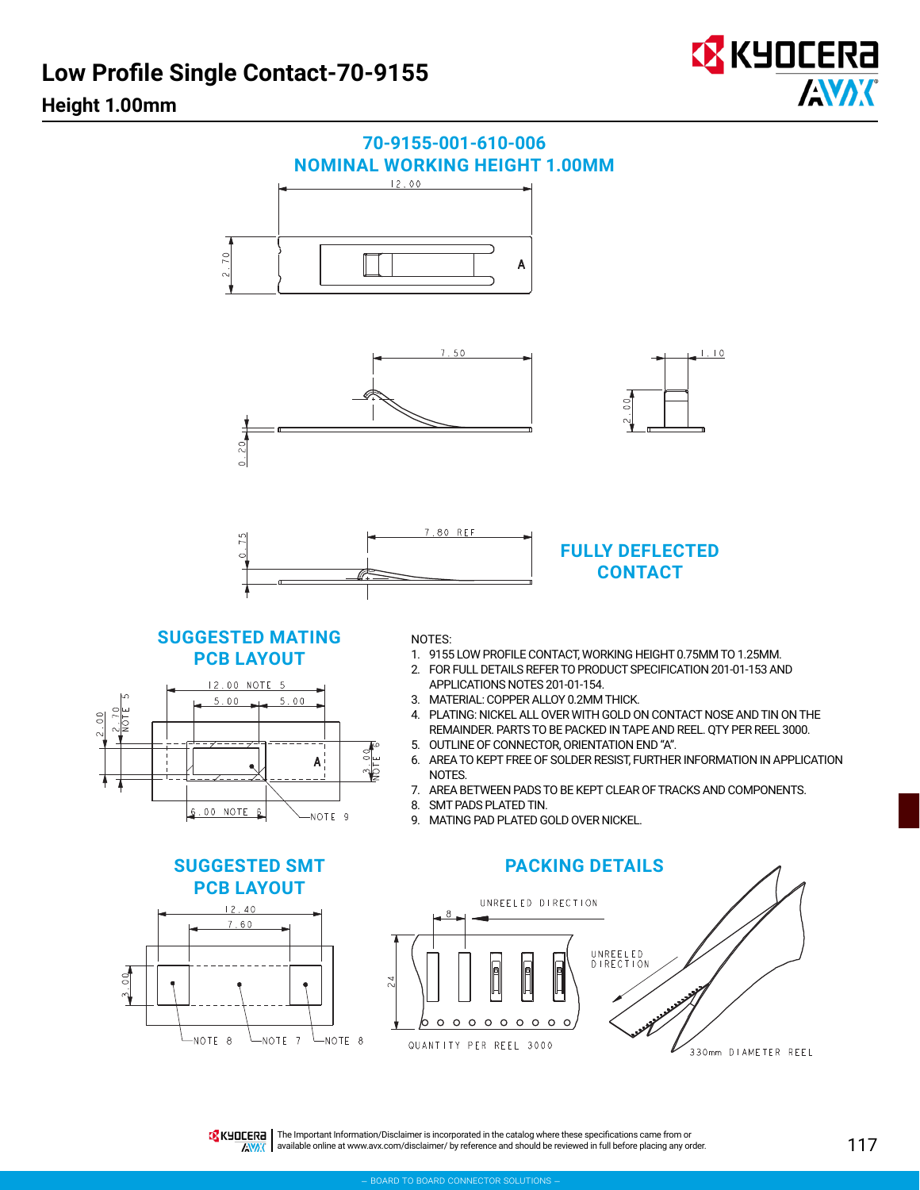# Low Profile Single Contact-70-9155

## Height 1.00mm

### 70-9155-001-610-006
### NOMINAL WORKING HEIGHT 1.00MM

12.00

2.70

A

7.50

1.10

2.00

0.20

7.80 REF

0.75

### FULLY DEFLECTED CONTACT

### SUGGESTED MATING PCB LAYOUT

12.00 NOTE 5

5.00 5.00

2.00

2.70 NOTE 5

3.00 NOTE 6

A

6.00 NOTE 6

NOTE 9

NOTES:

1. 9155 LOW PROFILE CONTACT, WORKING HEIGHT 0.75MM TO 1.25MM.
2. FOR FULL DETAILS REFER TO PRODUCT SPECIFICATION 201-01-153 AND APPLICATIONS NOTES 201-01-154.
3. MATERIAL: COPPER ALLOY 0.2MM THICK.
4. PLATING: NICKEL ALL OVER WITH GOLD ON CONTACT NOSE AND TIN ON THE REMAINDER. PARTS TO BE PACKED IN TAPE AND REEL. QTY PER REEL 3000.
5. OUTLINE OF CONNECTOR, ORIENTATION END "A".
6. AREA TO KEPT FREE OF SOLDER RESIST, FURTHER INFORMATION IN APPLICATION NOTES.
7. AREA BETWEEN PADS TO BE KEPT CLEAR OF TRACKS AND COMPONENTS.
8. SMT PADS PLATED TIN.
9. MATING PAD PLATED GOLD OVER NICKEL.

### SUGGESTED SMT PCB LAYOUT

12.40

7.60

3.00

NOTE 8 NOTE 7 NOTE 8

### PACKING DETAILS

8

UNREELED DIRECTION

24

QUANTITY PER REEL 3000

UNREELED DIRECTION

330mm DIAMETER REEL

The Important Information/Disclaimer is incorporated in the catalog where these specifications came from or available online at www.avx.com/disclaimer/ by reference and should be reviewed in full before placing any order.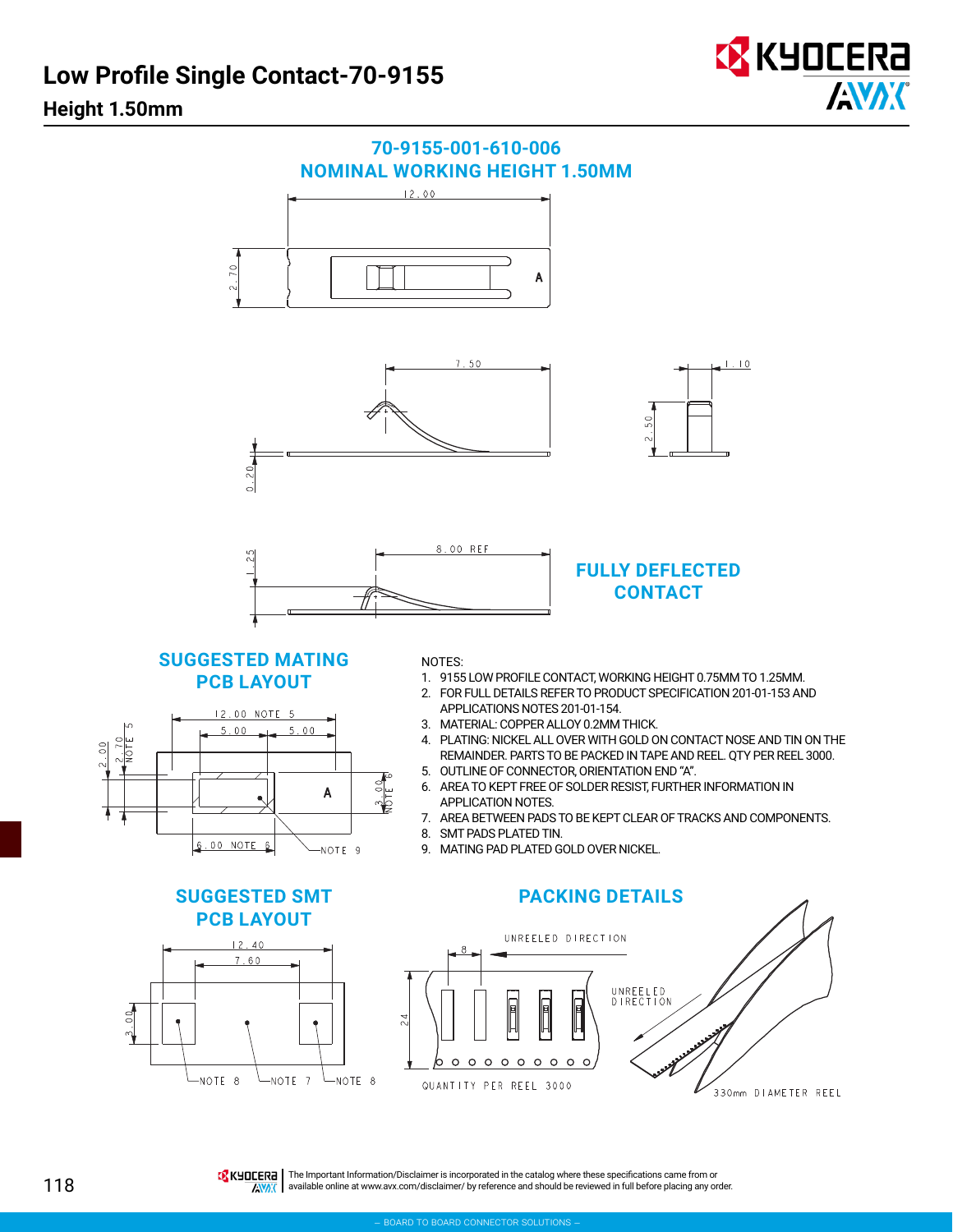# Low Profile Single Contact-70-9155

## Height 1.50mm

### 70-9155-001-610-006
### NOMINAL WORKING HEIGHT 1.50MM

12.00

2.70

A

7.50

1.10

2.50

0.20

8.00 REF

1.25

### FULLY DEFLECTED CONTACT

### SUGGESTED MATING PCB LAYOUT

12.00 NOTE 5

5.00

5.00

2.00

2.70 NOTE 5

3.00 NOTE 6

A

6.00 NOTE 6

NOTE 9

NOTES:

1. 9155 LOW PROFILE CONTACT, WORKING HEIGHT 0.75MM TO 1.25MM.
2. FOR FULL DETAILS REFER TO PRODUCT SPECIFICATION 201-01-153 AND APPLICATIONS NOTES 201-01-154.
3. MATERIAL: COPPER ALLOY 0.2MM THICK.
4. PLATING: NICKEL ALL OVER WITH GOLD ON CONTACT NOSE AND TIN ON THE REMAINDER. PARTS TO BE PACKED IN TAPE AND REEL. QTY PER REEL 3000.
5. OUTLINE OF CONNECTOR, ORIENTATION END "A".
6. AREA TO KEPT FREE OF SOLDER RESIST, FURTHER INFORMATION IN APPLICATION NOTES.
7. AREA BETWEEN PADS TO BE KEPT CLEAR OF TRACKS AND COMPONENTS.
8. SMT PADS PLATED TIN.
9. MATING PAD PLATED GOLD OVER NICKEL.

### SUGGESTED SMT PCB LAYOUT

12.40

7.60

3.00

NOTE 8

NOTE 7

NOTE 8

### PACKING DETAILS

UNREELED DIRECTION

8

24

UNREELED DIRECTION

QUANTITY PER REEL 3000

330mm DIAMETER REEL

The Important Information/Disclaimer is incorporated in the catalog where these specifications came from or available online at www.avx.com/disclaimer/ by reference and should be reviewed in full before placing any order.